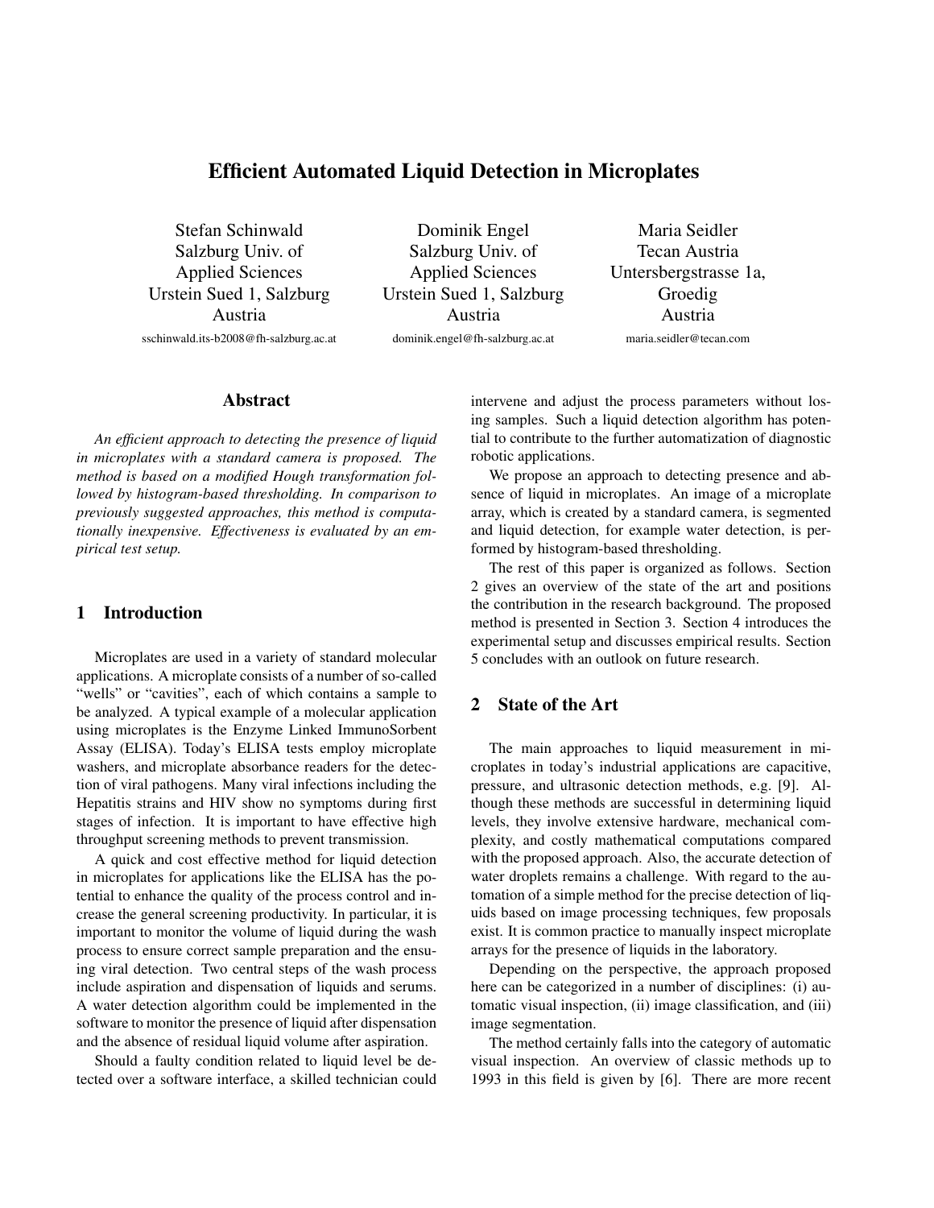# Efficient Automated Liquid Detection in Microplates

Stefan Schinwald
Salzburg Univ. of
Applied Sciences
Urstein Sued 1, Salzburg
Austria
sschinwald.its-b2008@fh-salzburg.ac.at

Dominik Engel
Salzburg Univ. of
Applied Sciences
Urstein Sued 1, Salzburg
Austria
dominik.engel@fh-salzburg.ac.at

Maria Seidler
Tecan Austria
Untersbergstrasse 1a,
Groedig
Austria
maria.seidler@tecan.com

## Abstract

*An efficient approach to detecting the presence of liquid in microplates with a standard camera is proposed. The method is based on a modified Hough transformation followed by histogram-based thresholding. In comparison to previously suggested approaches, this method is computationally inexpensive. Effectiveness is evaluated by an empirical test setup.*

## 1 Introduction

Microplates are used in a variety of standard molecular applications. A microplate consists of a number of so-called "wells" or "cavities", each of which contains a sample to be analyzed. A typical example of a molecular application using microplates is the Enzyme Linked ImmunoSorbent Assay (ELISA). Today's ELISA tests employ microplate washers, and microplate absorbance readers for the detection of viral pathogens. Many viral infections including the Hepatitis strains and HIV show no symptoms during first stages of infection. It is important to have effective high throughput screening methods to prevent transmission.

A quick and cost effective method for liquid detection in microplates for applications like the ELISA has the potential to enhance the quality of the process control and increase the general screening productivity. In particular, it is important to monitor the volume of liquid during the wash process to ensure correct sample preparation and the ensuing viral detection. Two central steps of the wash process include aspiration and dispensation of liquids and serums. A water detection algorithm could be implemented in the software to monitor the presence of liquid after dispensation and the absence of residual liquid volume after aspiration.

Should a faulty condition related to liquid level be detected over a software interface, a skilled technician could intervene and adjust the process parameters without losing samples. Such a liquid detection algorithm has potential to contribute to the further automatization of diagnostic robotic applications.

We propose an approach to detecting presence and absence of liquid in microplates. An image of a microplate array, which is created by a standard camera, is segmented and liquid detection, for example water detection, is performed by histogram-based thresholding.

The rest of this paper is organized as follows. Section 2 gives an overview of the state of the art and positions the contribution in the research background. The proposed method is presented in Section 3. Section 4 introduces the experimental setup and discusses empirical results. Section 5 concludes with an outlook on future research.

## 2 State of the Art

The main approaches to liquid measurement in microplates in today's industrial applications are capacitive, pressure, and ultrasonic detection methods, e.g. [9]. Although these methods are successful in determining liquid levels, they involve extensive hardware, mechanical complexity, and costly mathematical computations compared with the proposed approach. Also, the accurate detection of water droplets remains a challenge. With regard to the automation of a simple method for the precise detection of liquids based on image processing techniques, few proposals exist. It is common practice to manually inspect microplate arrays for the presence of liquids in the laboratory.

Depending on the perspective, the approach proposed here can be categorized in a number of disciplines: (i) automatic visual inspection, (ii) image classification, and (iii) image segmentation.

The method certainly falls into the category of automatic visual inspection. An overview of classic methods up to 1993 in this field is given by [6]. There are more recent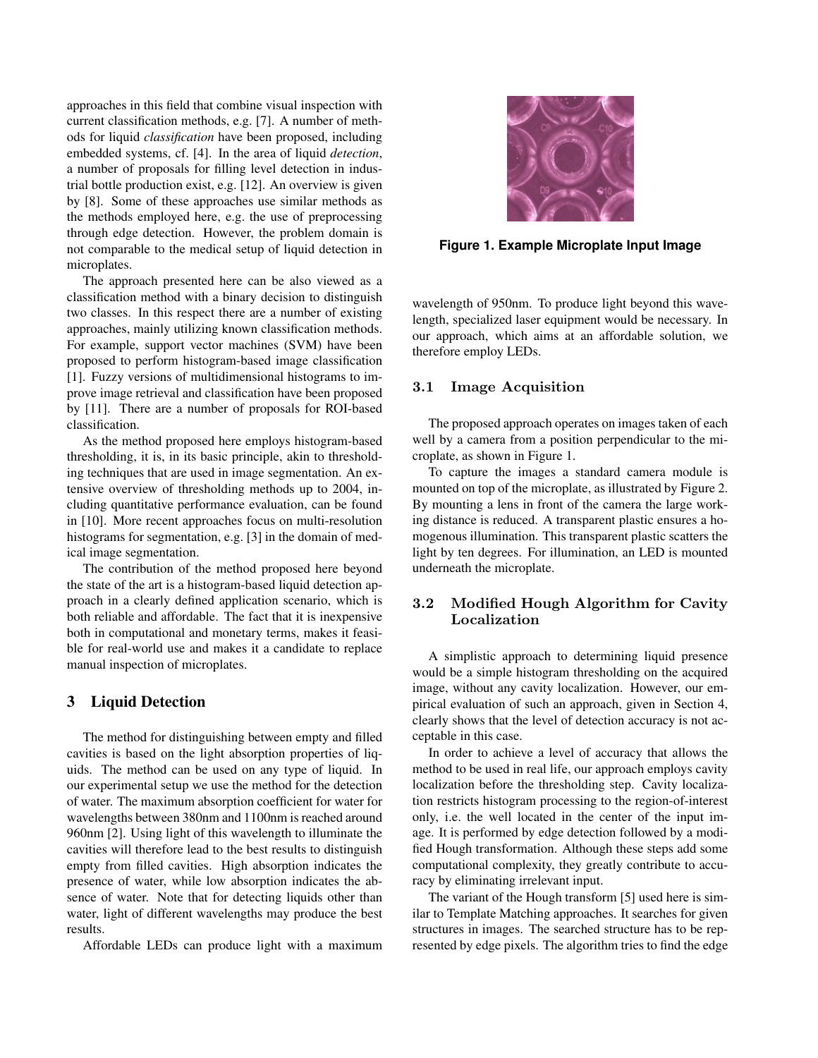approaches in this field that combine visual inspection with current classification methods, e.g. [7]. A number of methods for liquid *classification* have been proposed, including embedded systems, cf. [4]. In the area of liquid *detection*, a number of proposals for filling level detection in industrial bottle production exist, e.g. [12]. An overview is given by [8]. Some of these approaches use similar methods as the methods employed here, e.g. the use of preprocessing through edge detection. However, the problem domain is not comparable to the medical setup of liquid detection in microplates.

The approach presented here can be also viewed as a classification method with a binary decision to distinguish two classes. In this respect there are a number of existing approaches, mainly utilizing known classification methods. For example, support vector machines (SVM) have been proposed to perform histogram-based image classification [1]. Fuzzy versions of multidimensional histograms to improve image retrieval and classification have been proposed by [11]. There are a number of proposals for ROI-based classification.

As the method proposed here employs histogram-based thresholding, it is, in its basic principle, akin to thresholding techniques that are used in image segmentation. An extensive overview of thresholding methods up to 2004, including quantitative performance evaluation, can be found in [10]. More recent approaches focus on multi-resolution histograms for segmentation, e.g. [3] in the domain of medical image segmentation.

The contribution of the method proposed here beyond the state of the art is a histogram-based liquid detection approach in a clearly defined application scenario, which is both reliable and affordable. The fact that it is inexpensive both in computational and monetary terms, makes it feasible for real-world use and makes it a candidate to replace manual inspection of microplates.

## 3 Liquid Detection

The method for distinguishing between empty and filled cavities is based on the light absorption properties of liquids. The method can be used on any type of liquid. In our experimental setup we use the method for the detection of water. The maximum absorption coefficient for water for wavelengths between 380nm and 1100nm is reached around 960nm [2]. Using light of this wavelength to illuminate the cavities will therefore lead to the best results to distinguish empty from filled cavities. High absorption indicates the presence of water, while low absorption indicates the absence of water. Note that for detecting liquids other than water, light of different wavelengths may produce the best results.

Affordable LEDs can produce light with a maximum wavelength of 950nm. To produce light beyond this wavelength, specialized laser equipment would be necessary. In our approach, which aims at an affordable solution, we therefore employ LEDs.

**Figure 1. Example Microplate Input Image**

### 3.1 Image Acquisition

The proposed approach operates on images taken of each well by a camera from a position perpendicular to the microplate, as shown in Figure 1.

To capture the images a standard camera module is mounted on top of the microplate, as illustrated by Figure 2. By mounting a lens in front of the camera the large working distance is reduced. A transparent plastic ensures a homogenous illumination. This transparent plastic scatters the light by ten degrees. For illumination, an LED is mounted underneath the microplate.

### 3.2 Modified Hough Algorithm for Cavity Localization

A simplistic approach to determining liquid presence would be a simple histogram thresholding on the acquired image, without any cavity localization. However, our empirical evaluation of such an approach, given in Section 4, clearly shows that the level of detection accuracy is not acceptable in this case.

In order to achieve a level of accuracy that allows the method to be used in real life, our approach employs cavity localization before the thresholding step. Cavity localization restricts histogram processing to the region-of-interest only, i.e. the well located in the center of the input image. It is performed by edge detection followed by a modified Hough transformation. Although these steps add some computational complexity, they greatly contribute to accuracy by eliminating irrelevant input.

The variant of the Hough transform [5] used here is similar to Template Matching approaches. It searches for given structures in images. The searched structure has to be represented by edge pixels. The algorithm tries to find the edge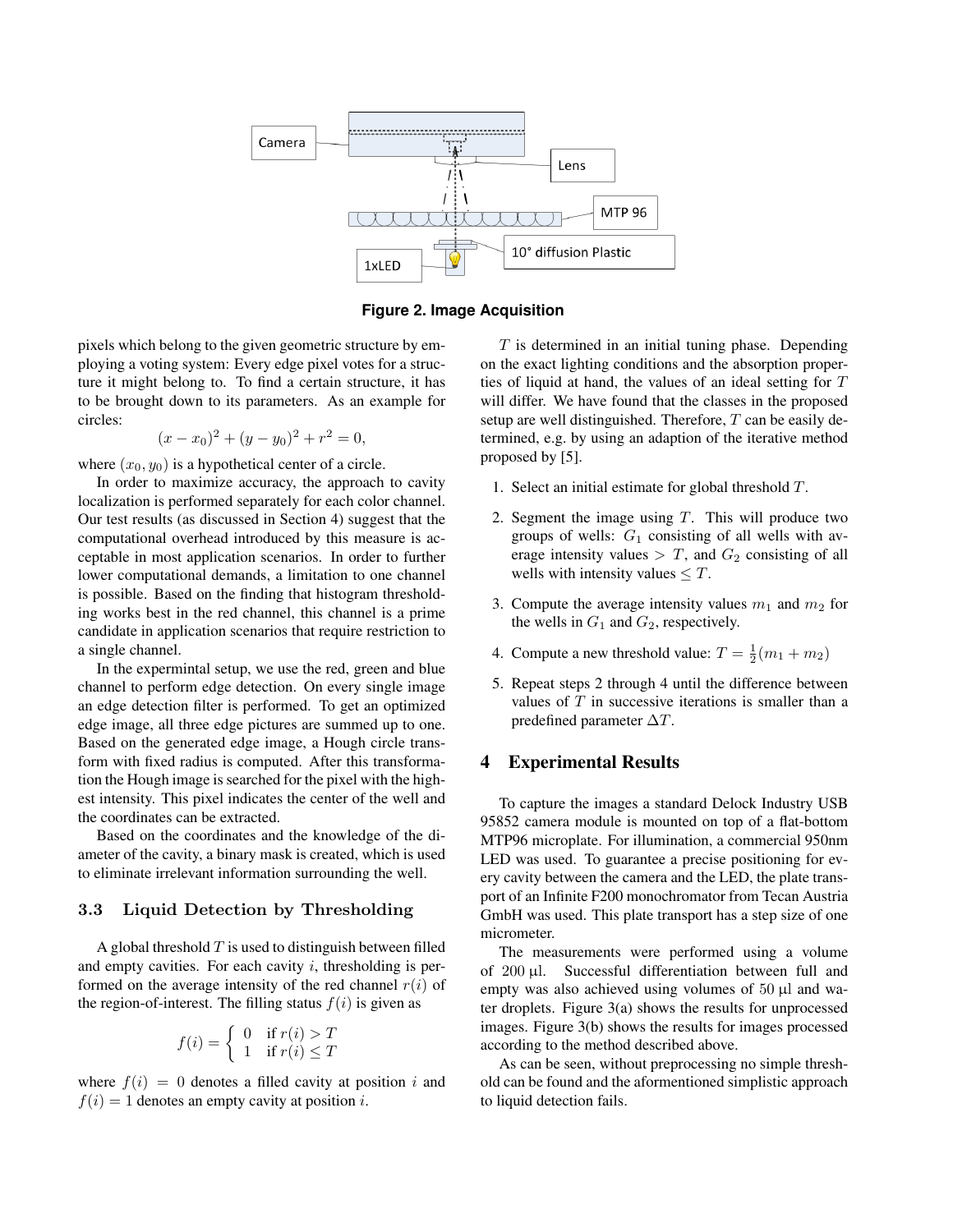Figure 2. Image Acquisition

pixels which belong to the given geometric structure by employing a voting system: Every edge pixel votes for a structure it might belong to. To find a certain structure, it has to be brought down to its parameters. As an example for circles:

$$(x - x_0)^2 + (y - y_0)^2 + r^2 = 0,$$

where $(x_0, y_0)$ is a hypothetical center of a circle.

In order to maximize accuracy, the approach to cavity localization is performed separately for each color channel. Our test results (as discussed in Section 4) suggest that the computational overhead introduced by this measure is acceptable in most application scenarios. In order to further lower computational demands, a limitation to one channel is possible. Based on the finding that histogram thresholding works best in the red channel, this channel is a prime candidate in application scenarios that require restriction to a single channel.

In the expermintal setup, we use the red, green and blue channel to perform edge detection. On every single image an edge detection filter is performed. To get an optimized edge image, all three edge pictures are summed up to one. Based on the generated edge image, a Hough circle transform with fixed radius is computed. After this transformation the Hough image is searched for the pixel with the highest intensity. This pixel indicates the center of the well and the coordinates can be extracted.

Based on the coordinates and the knowledge of the diameter of the cavity, a binary mask is created, which is used to eliminate irrelevant information surrounding the well.

### 3.3 Liquid Detection by Thresholding

A global threshold $T$ is used to distinguish between filled and empty cavities. For each cavity $i$, thresholding is performed on the average intensity of the red channel $r(i)$ of the region-of-interest. The filling status $f(i)$ is given as

$$f(i) = \begin{cases} 0 & \text{if } r(i) > T \\ 1 & \text{if } r(i) \leq T \end{cases}$$

where $f(i) = 0$ denotes a filled cavity at position $i$ and $f(i) = 1$ denotes an empty cavity at position $i$.

$T$ is determined in an initial tuning phase. Depending on the exact lighting conditions and the absorption properties of liquid at hand, the values of an ideal setting for $T$ will differ. We have found that the classes in the proposed setup are well distinguished. Therefore, $T$ can be easily determined, e.g. by using an adaption of the iterative method proposed by [5].

1. Select an initial estimate for global threshold $T$.
2. Segment the image using $T$. This will produce two groups of wells: $G_1$ consisting of all wells with average intensity values $> T$, and $G_2$ consisting of all wells with intensity values $\leq T$.
3. Compute the average intensity values $m_1$ and $m_2$ for the wells in $G_1$ and $G_2$, respectively.
4. Compute a new threshold value: $T = \frac{1}{2}(m_1 + m_2)$
5. Repeat steps 2 through 4 until the difference between values of $T$ in successive iterations is smaller than a predefined parameter $\Delta T$.

## 4 Experimental Results

To capture the images a standard Delock Industry USB 95852 camera module is mounted on top of a flat-bottom MTP96 microplate. For illumination, a commercial 950nm LED was used. To guarantee a precise positioning for every cavity between the camera and the LED, the plate transport of an Infinite F200 monochromator from Tecan Austria GmbH was used. This plate transport has a step size of one micrometer.

The measurements were performed using a volume of 200 µl. Successful differentiation between full and empty was also achieved using volumes of 50 µl and water droplets. Figure 3(a) shows the results for unprocessed images. Figure 3(b) shows the results for images processed according to the method described above.

As can be seen, without preprocessing no simple threshold can be found and the aformentioned simplistic approach to liquid detection fails.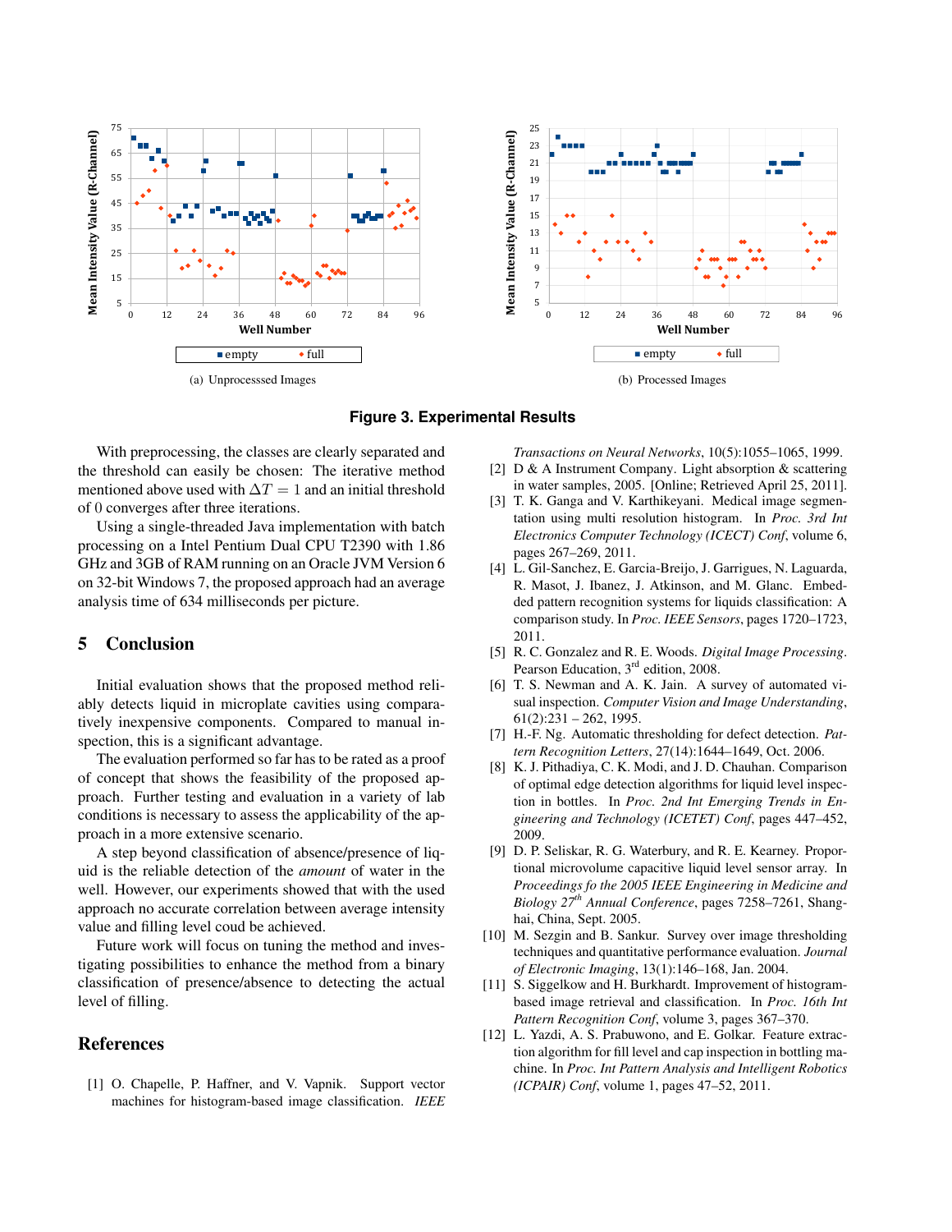Mean Intensity Value (R-Channel)

75
65
55
45
35
25
15
5

0 12 24 36 48 60 72 84 96

Well Number

■ empty ◆ full

(a) Unprocesssed Images

Mean Intensity Value (R-Channel)

25
23
21
19
17
15
13
11
9
7
5

0 12 24 36 48 60 72 84 96

Well Number

■ empty ◆ full

(b) Processed Images

**Figure 3. Experimental Results**

With preprocessing, the classes are clearly separated and the threshold can easily be chosen: The iterative method mentioned above used with $\Delta T = 1$ and an initial threshold of 0 converges after three iterations.

Using a single-threaded Java implementation with batch processing on a Intel Pentium Dual CPU T2390 with 1.86 GHz and 3GB of RAM running on an Oracle JVM Version 6 on 32-bit Windows 7, the proposed approach had an average analysis time of 634 milliseconds per picture.

## 5 Conclusion

Initial evaluation shows that the proposed method reliably detects liquid in microplate cavities using comparatively inexpensive components. Compared to manual inspection, this is a significant advantage.

The evaluation performed so far has to be rated as a proof of concept that shows the feasibility of the proposed approach. Further testing and evaluation in a variety of lab conditions is necessary to assess the applicability of the approach in a more extensive scenario.

A step beyond classification of absence/presence of liquid is the reliable detection of the *amount* of water in the well. However, our experiments showed that with the used approach no accurate correlation between average intensity value and filling level coud be achieved.

Future work will focus on tuning the method and investigating possibilities to enhance the method from a binary classification of presence/absence to detecting the actual level of filling.

## References

[1] O. Chapelle, P. Haffner, and V. Vapnik. Support vector machines for histogram-based image classification. *IEEE Transactions on Neural Networks*, 10(5):1055–1065, 1999.

[2] D & A Instrument Company. Light absorption & scattering in water samples, 2005. [Online; Retrieved April 25, 2011].

[3] T. K. Ganga and V. Karthikeyani. Medical image segmentation using multi resolution histogram. In *Proc. 3rd Int Electronics Computer Technology (ICECT) Conf*, volume 6, pages 267–269, 2011.

[4] L. Gil-Sanchez, E. Garcia-Breijo, J. Garrigues, N. Laguarda, R. Masot, J. Ibanez, J. Atkinson, and M. Glanc. Embedded pattern recognition systems for liquids classification: A comparison study. In *Proc. IEEE Sensors*, pages 1720–1723, 2011.

[5] R. C. Gonzalez and R. E. Woods. *Digital Image Processing*. Pearson Education, 3rd edition, 2008.

[6] T. S. Newman and A. K. Jain. A survey of automated visual inspection. *Computer Vision and Image Understanding*, 61(2):231 – 262, 1995.

[7] H.-F. Ng. Automatic thresholding for defect detection. *Pattern Recognition Letters*, 27(14):1644–1649, Oct. 2006.

[8] K. J. Pithadiya, C. K. Modi, and J. D. Chauhan. Comparison of optimal edge detection algorithms for liquid level inspection in bottles. In *Proc. 2nd Int Emerging Trends in Engineering and Technology (ICETET) Conf*, pages 447–452, 2009.

[9] D. P. Seliskar, R. G. Waterbury, and R. E. Kearney. Proportional microvolume capacitive liquid level sensor array. In *Proceedings fo the 2005 IEEE Engineering in Medicine and Biology 27th Annual Conference*, pages 7258–7261, Shanghai, China, Sept. 2005.

[10] M. Sezgin and B. Sankur. Survey over image thresholding techniques and quantitative performance evaluation. *Journal of Electronic Imaging*, 13(1):146–168, Jan. 2004.

[11] S. Siggelkow and H. Burkhardt. Improvement of histogram-based image retrieval and classification. In *Proc. 16th Int Pattern Recognition Conf*, volume 3, pages 367–370.

[12] L. Yazdi, A. S. Prabuwono, and E. Golkar. Feature extraction algorithm for fill level and cap inspection in bottling machine. In *Proc. Int Pattern Analysis and Intelligent Robotics (ICPAIR) Conf*, volume 1, pages 47–52, 2011.